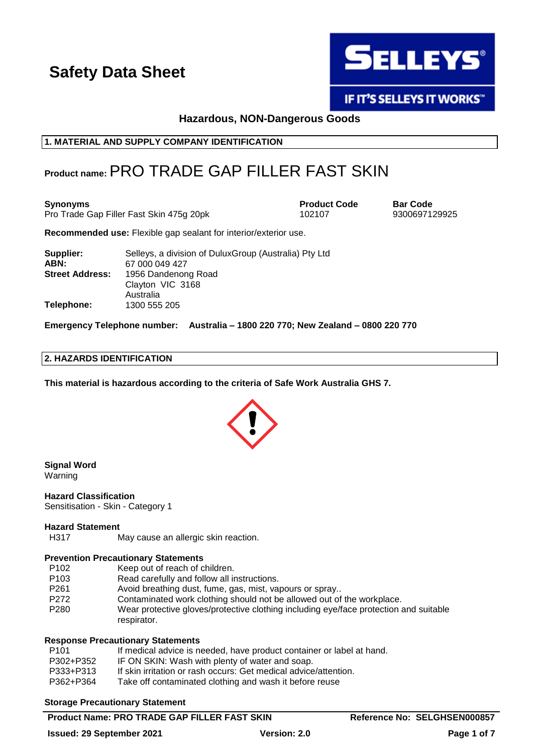# Safety Data Sheet

**Hazardous, NON-Dangerous Goods**

## 1. MATERIAL AND SUPPLY COMPANY IDENTIFICATION

**Product name:** PRO TRADE GAP FILLER FAST SKIN

| **Synonyms** | **Product Code** | **Bar Code** |
| --- | --- | --- |
| Pro Trade Gap Filler Fast Skin 475g 20pk | 102107 | 9300697129925 |

**Recommended use:** Flexible gap sealant for interior/exterior use.

| | |
| --- | --- |
| **Supplier:** | Selleys, a division of DuluxGroup (Australia) Pty Ltd |
| **ABN:** | 67 000 049 427 |
| **Street Address:** | 1956 Dandenong Road<br>Clayton VIC 3168<br>Australia |
| **Telephone:** | 1300 555 205 |

**Emergency Telephone number: Australia – 1800 220 770; New Zealand – 0800 220 770**

## 2. HAZARDS IDENTIFICATION

**This material is hazardous according to the criteria of Safe Work Australia GHS 7.**

**Signal Word**
Warning

**Hazard Classification**
Sensitisation - Skin - Category 1

**Hazard Statement**

| | |
| --- | --- |
| H317 | May cause an allergic skin reaction. |

**Prevention Precautionary Statements**

| | |
| --- | --- |
| P102 | Keep out of reach of children. |
| P103 | Read carefully and follow all instructions. |
| P261 | Avoid breathing dust, fume, gas, mist, vapours or spray.. |
| P272 | Contaminated work clothing should not be allowed out of the workplace. |
| P280 | Wear protective gloves/protective clothing including eye/face protection and suitable respirator. |

**Response Precautionary Statements**

| | |
| --- | --- |
| P101 | If medical advice is needed, have product container or label at hand. |
| P302+P352 | IF ON SKIN: Wash with plenty of water and soap. |
| P333+P313 | If skin irritation or rash occurs: Get medical advice/attention. |
| P362+P364 | Take off contaminated clothing and wash it before reuse |

**Storage Precautionary Statement**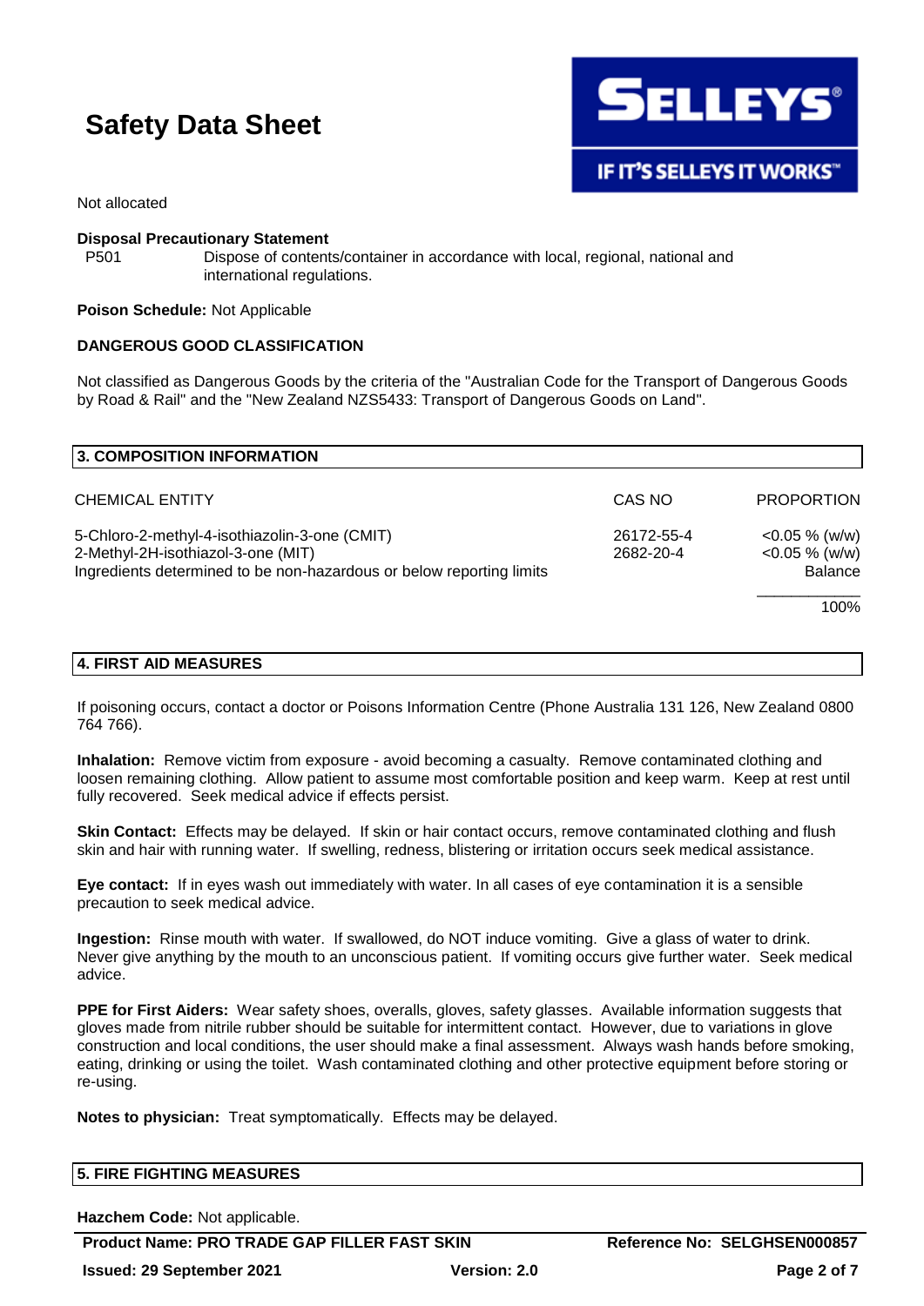Not allocated

**Disposal Precautionary Statement**

P501 Dispose of contents/container in accordance with local, regional, national and international regulations.

**Poison Schedule:** Not Applicable

**DANGEROUS GOOD CLASSIFICATION**

Not classified as Dangerous Goods by the criteria of the "Australian Code for the Transport of Dangerous Goods by Road & Rail" and the "New Zealand NZS5433: Transport of Dangerous Goods on Land".

## 3. COMPOSITION INFORMATION

| CHEMICAL ENTITY | CAS NO | PROPORTION |
|---|---|---|
| 5-Chloro-2-methyl-4-isothiazolin-3-one (CMIT) | 26172-55-4 | <0.05 % (w/w) |
| 2-Methyl-2H-isothiazol-3-one (MIT) | 2682-20-4 | <0.05 % (w/w) |
| Ingredients determined to be non-hazardous or below reporting limits | | Balance |
| | | 100% |

## 4. FIRST AID MEASURES

If poisoning occurs, contact a doctor or Poisons Information Centre (Phone Australia 131 126, New Zealand 0800 764 766).

**Inhalation:** Remove victim from exposure - avoid becoming a casualty. Remove contaminated clothing and loosen remaining clothing. Allow patient to assume most comfortable position and keep warm. Keep at rest until fully recovered. Seek medical advice if effects persist.

**Skin Contact:** Effects may be delayed. If skin or hair contact occurs, remove contaminated clothing and flush skin and hair with running water. If swelling, redness, blistering or irritation occurs seek medical assistance.

**Eye contact:** If in eyes wash out immediately with water. In all cases of eye contamination it is a sensible precaution to seek medical advice.

**Ingestion:** Rinse mouth with water. If swallowed, do NOT induce vomiting. Give a glass of water to drink. Never give anything by the mouth to an unconscious patient. If vomiting occurs give further water. Seek medical advice.

**PPE for First Aiders:** Wear safety shoes, overalls, gloves, safety glasses. Available information suggests that gloves made from nitrile rubber should be suitable for intermittent contact. However, due to variations in glove construction and local conditions, the user should make a final assessment. Always wash hands before smoking, eating, drinking or using the toilet. Wash contaminated clothing and other protective equipment before storing or re-using.

**Notes to physician:** Treat symptomatically. Effects may be delayed.

## 5. FIRE FIGHTING MEASURES

**Hazchem Code:** Not applicable.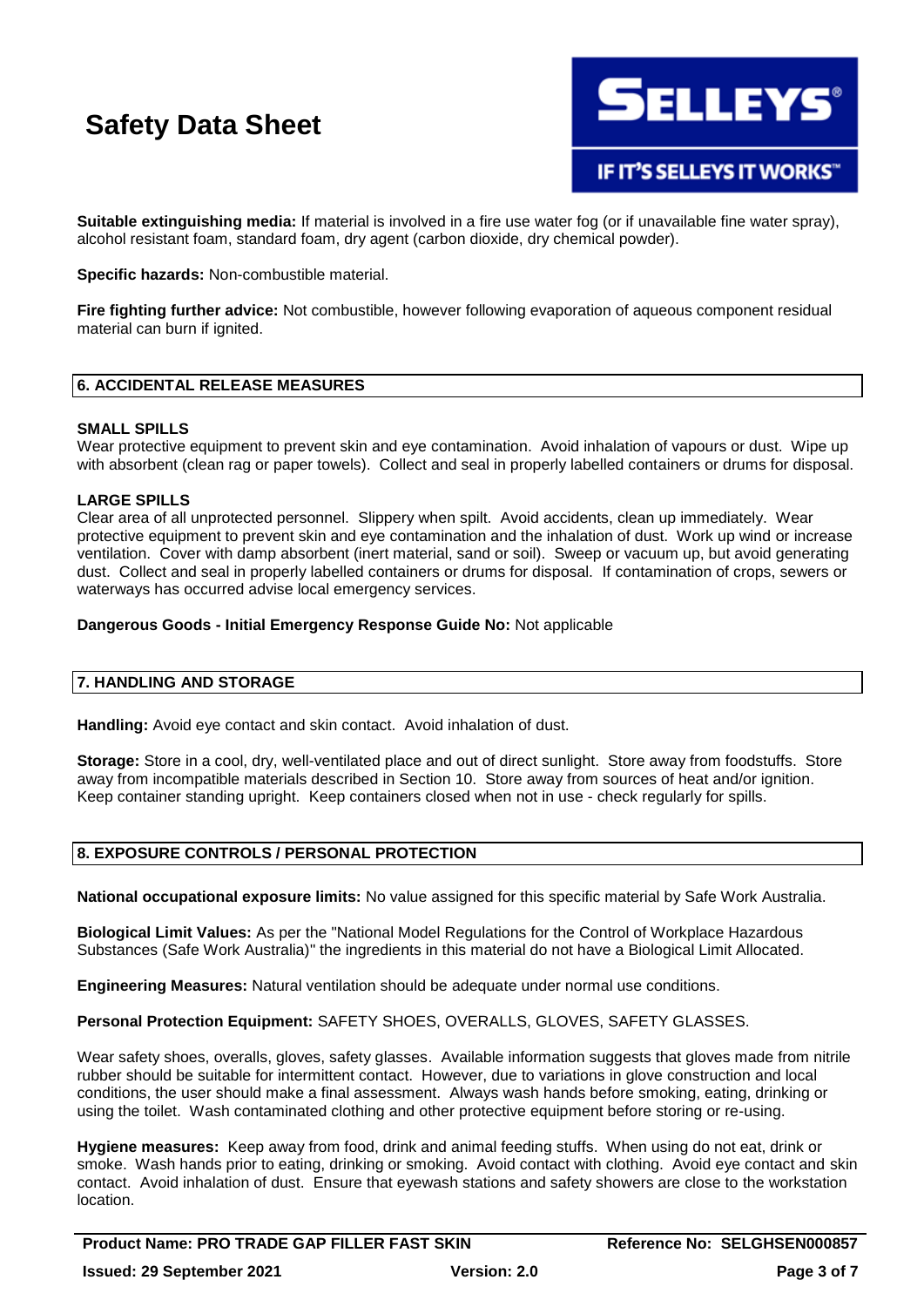**Suitable extinguishing media:** If material is involved in a fire use water fog (or if unavailable fine water spray), alcohol resistant foam, standard foam, dry agent (carbon dioxide, dry chemical powder).

**Specific hazards:** Non-combustible material.

**Fire fighting further advice:** Not combustible, however following evaporation of aqueous component residual material can burn if ignited.

## 6. ACCIDENTAL RELEASE MEASURES

**SMALL SPILLS**

Wear protective equipment to prevent skin and eye contamination. Avoid inhalation of vapours or dust. Wipe up with absorbent (clean rag or paper towels). Collect and seal in properly labelled containers or drums for disposal.

**LARGE SPILLS**

Clear area of all unprotected personnel. Slippery when spilt. Avoid accidents, clean up immediately. Wear protective equipment to prevent skin and eye contamination and the inhalation of dust. Work up wind or increase ventilation. Cover with damp absorbent (inert material, sand or soil). Sweep or vacuum up, but avoid generating dust. Collect and seal in properly labelled containers or drums for disposal. If contamination of crops, sewers or waterways has occurred advise local emergency services.

**Dangerous Goods - Initial Emergency Response Guide No:** Not applicable

## 7. HANDLING AND STORAGE

**Handling:** Avoid eye contact and skin contact. Avoid inhalation of dust.

**Storage:** Store in a cool, dry, well-ventilated place and out of direct sunlight. Store away from foodstuffs. Store away from incompatible materials described in Section 10. Store away from sources of heat and/or ignition. Keep container standing upright. Keep containers closed when not in use - check regularly for spills.

## 8. EXPOSURE CONTROLS / PERSONAL PROTECTION

**National occupational exposure limits:** No value assigned for this specific material by Safe Work Australia.

**Biological Limit Values:** As per the "National Model Regulations for the Control of Workplace Hazardous Substances (Safe Work Australia)" the ingredients in this material do not have a Biological Limit Allocated.

**Engineering Measures:** Natural ventilation should be adequate under normal use conditions.

**Personal Protection Equipment:** SAFETY SHOES, OVERALLS, GLOVES, SAFETY GLASSES.

Wear safety shoes, overalls, gloves, safety glasses. Available information suggests that gloves made from nitrile rubber should be suitable for intermittent contact. However, due to variations in glove construction and local conditions, the user should make a final assessment. Always wash hands before smoking, eating, drinking or using the toilet. Wash contaminated clothing and other protective equipment before storing or re-using.

**Hygiene measures:** Keep away from food, drink and animal feeding stuffs. When using do not eat, drink or smoke. Wash hands prior to eating, drinking or smoking. Avoid contact with clothing. Avoid eye contact and skin contact. Avoid inhalation of dust. Ensure that eyewash stations and safety showers are close to the workstation location.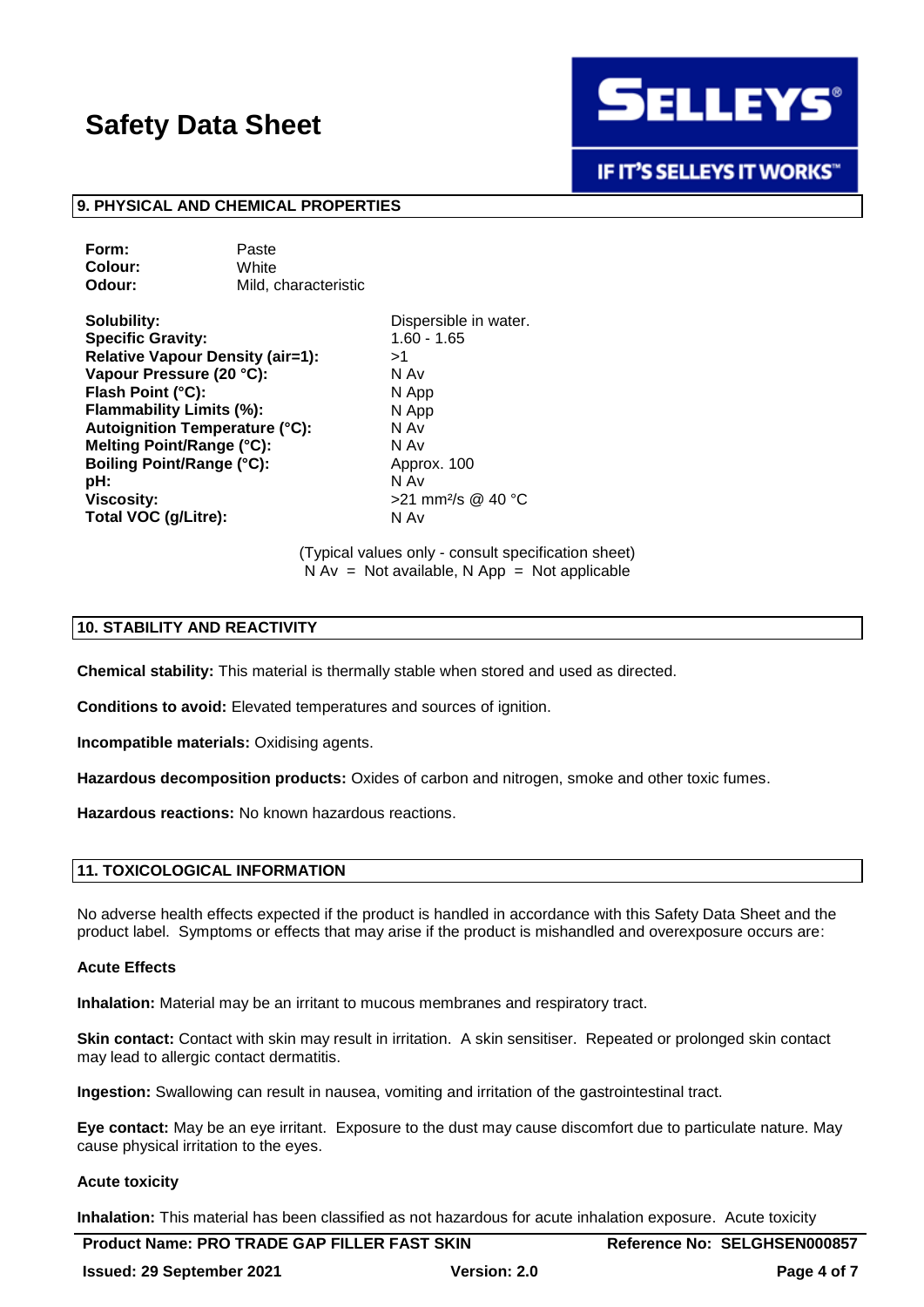## 9. PHYSICAL AND CHEMICAL PROPERTIES

| | |
|---|---|
| **Form:** | Paste |
| **Colour:** | White |
| **Odour:** | Mild, characteristic |

| | |
|---|---|
| **Solubility:** | Dispersible in water. |
| **Specific Gravity:** | 1.60 - 1.65 |
| **Relative Vapour Density (air=1):** | >1 |
| **Vapour Pressure (20 °C):** | N Av |
| **Flash Point (°C):** | N App |
| **Flammability Limits (%):** | N App |
| **Autoignition Temperature (°C):** | N Av |
| **Melting Point/Range (°C):** | N Av |
| **Boiling Point/Range (°C):** | Approx. 100 |
| **pH:** | N Av |
| **Viscosity:** | >21 $mm^2/s$ @ 40 °C |
| **Total VOC (g/Litre):** | N Av |

(Typical values only - consult specification sheet)
N Av = Not available, N App = Not applicable

## 10. STABILITY AND REACTIVITY

**Chemical stability:** This material is thermally stable when stored and used as directed.

**Conditions to avoid:** Elevated temperatures and sources of ignition.

**Incompatible materials:** Oxidising agents.

**Hazardous decomposition products:** Oxides of carbon and nitrogen, smoke and other toxic fumes.

**Hazardous reactions:** No known hazardous reactions.

## 11. TOXICOLOGICAL INFORMATION

No adverse health effects expected if the product is handled in accordance with this Safety Data Sheet and the product label. Symptoms or effects that may arise if the product is mishandled and overexposure occurs are:

### Acute Effects

**Inhalation:** Material may be an irritant to mucous membranes and respiratory tract.

**Skin contact:** Contact with skin may result in irritation. A skin sensitiser. Repeated or prolonged skin contact may lead to allergic contact dermatitis.

**Ingestion:** Swallowing can result in nausea, vomiting and irritation of the gastrointestinal tract.

**Eye contact:** May be an eye irritant. Exposure to the dust may cause discomfort due to particulate nature. May cause physical irritation to the eyes.

### Acute toxicity

**Inhalation:** This material has been classified as not hazardous for acute inhalation exposure. Acute toxicity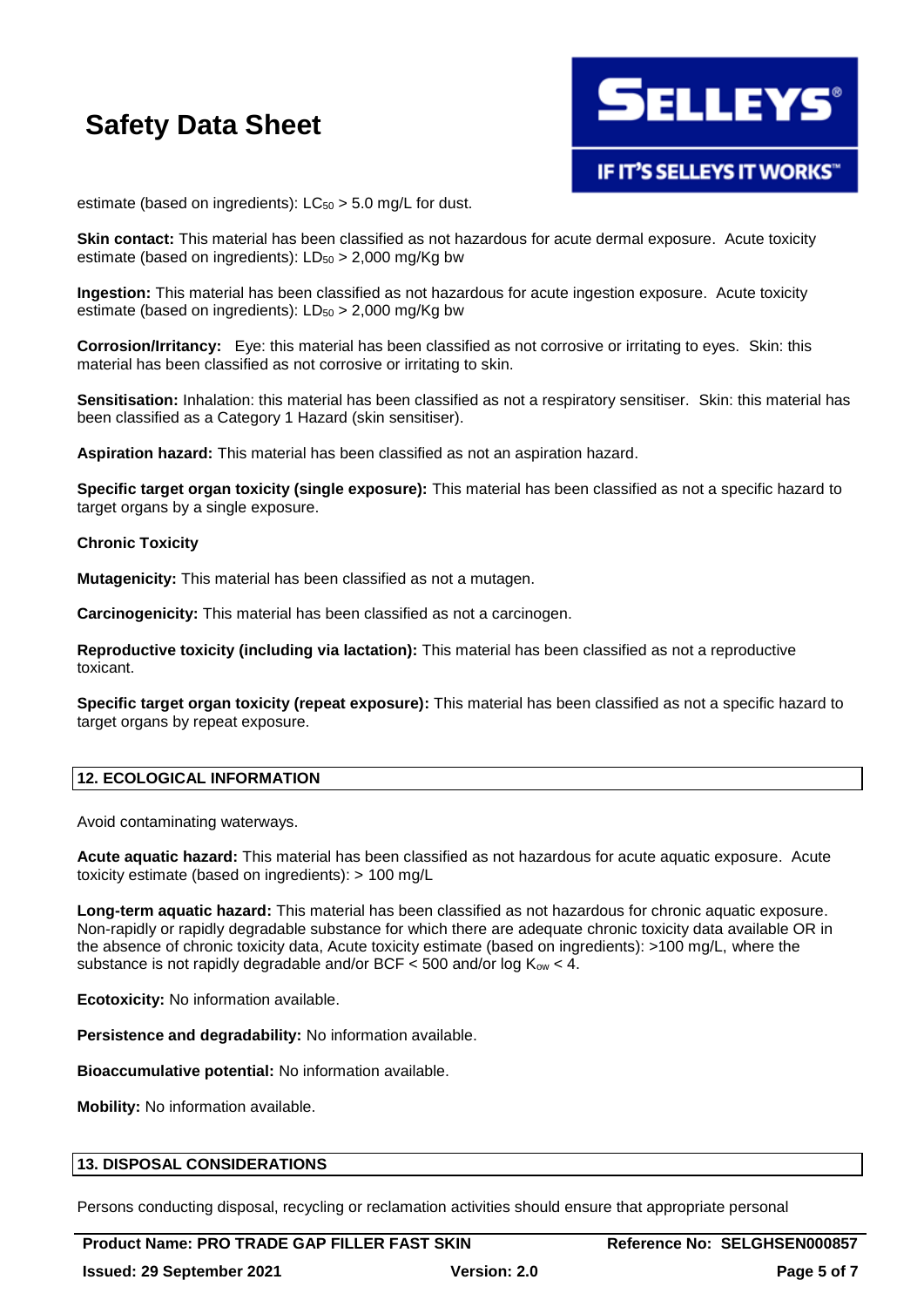estimate (based on ingredients): $LC_{50}$ > 5.0 mg/L for dust.

**Skin contact:** This material has been classified as not hazardous for acute dermal exposure. Acute toxicity estimate (based on ingredients): $LD_{50}$ > 2,000 mg/Kg bw

**Ingestion:** This material has been classified as not hazardous for acute ingestion exposure. Acute toxicity estimate (based on ingredients): $LD_{50}$ > 2,000 mg/Kg bw

**Corrosion/Irritancy:** Eye: this material has been classified as not corrosive or irritating to eyes. Skin: this material has been classified as not corrosive or irritating to skin.

**Sensitisation:** Inhalation: this material has been classified as not a respiratory sensitiser. Skin: this material has been classified as a Category 1 Hazard (skin sensitiser).

**Aspiration hazard:** This material has been classified as not an aspiration hazard.

**Specific target organ toxicity (single exposure):** This material has been classified as not a specific hazard to target organs by a single exposure.

**Chronic Toxicity**

**Mutagenicity:** This material has been classified as not a mutagen.

**Carcinogenicity:** This material has been classified as not a carcinogen.

**Reproductive toxicity (including via lactation):** This material has been classified as not a reproductive toxicant.

**Specific target organ toxicity (repeat exposure):** This material has been classified as not a specific hazard to target organs by repeat exposure.

## 12. ECOLOGICAL INFORMATION

Avoid contaminating waterways.

**Acute aquatic hazard:** This material has been classified as not hazardous for acute aquatic exposure. Acute toxicity estimate (based on ingredients): > 100 mg/L

**Long-term aquatic hazard:** This material has been classified as not hazardous for chronic aquatic exposure. Non-rapidly or rapidly degradable substance for which there are adequate chronic toxicity data available OR in the absence of chronic toxicity data, Acute toxicity estimate (based on ingredients): >100 mg/L, where the substance is not rapidly degradable and/or BCF < 500 and/or log $K_{ow}$ < 4.

**Ecotoxicity:** No information available.

**Persistence and degradability:** No information available.

**Bioaccumulative potential:** No information available.

**Mobility:** No information available.

## 13. DISPOSAL CONSIDERATIONS

Persons conducting disposal, recycling or reclamation activities should ensure that appropriate personal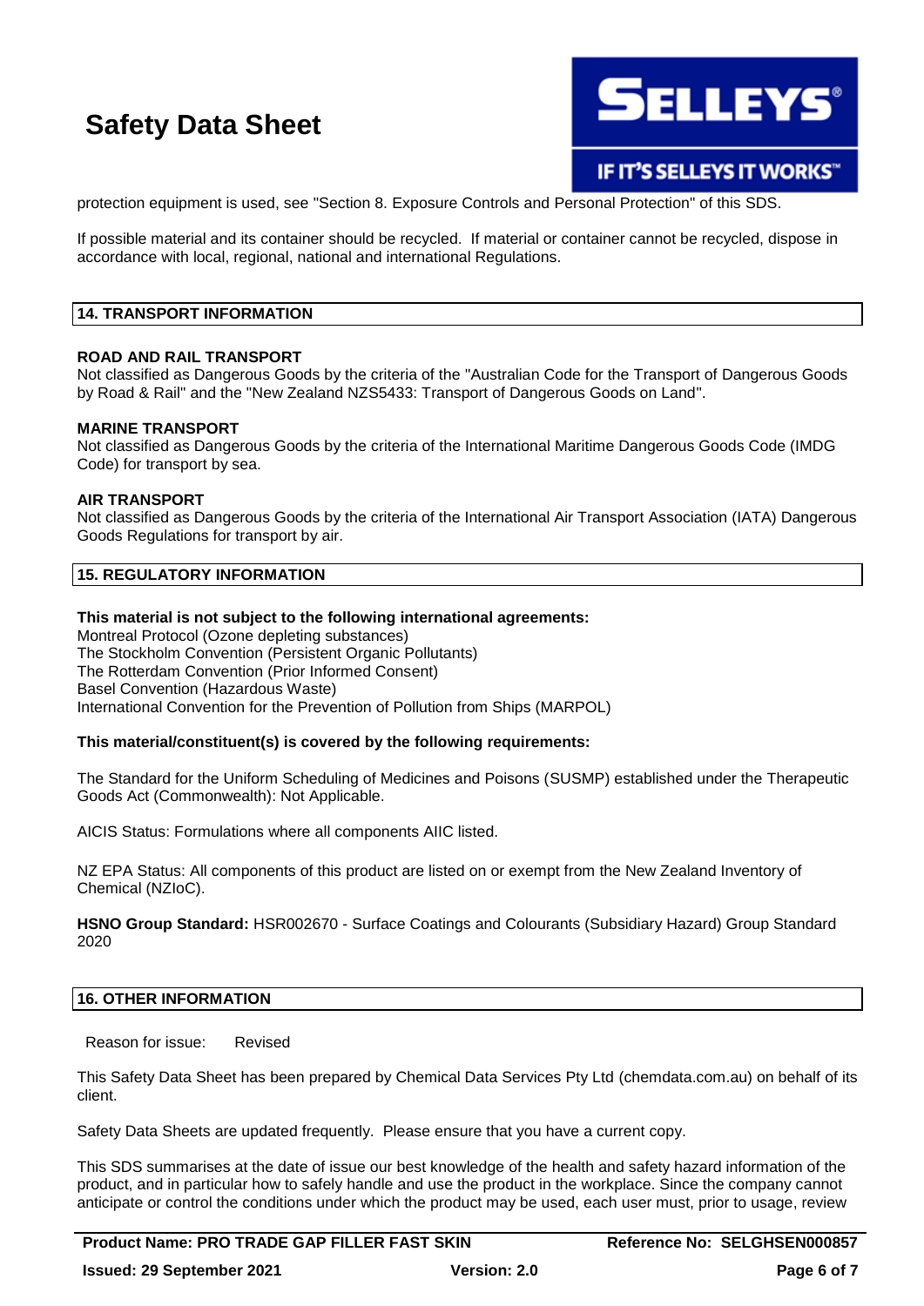protection equipment is used, see "Section 8. Exposure Controls and Personal Protection" of this SDS.

If possible material and its container should be recycled. If material or container cannot be recycled, dispose in accordance with local, regional, national and international Regulations.

## 14. TRANSPORT INFORMATION

**ROAD AND RAIL TRANSPORT**
Not classified as Dangerous Goods by the criteria of the "Australian Code for the Transport of Dangerous Goods by Road & Rail" and the "New Zealand NZS5433: Transport of Dangerous Goods on Land".

**MARINE TRANSPORT**
Not classified as Dangerous Goods by the criteria of the International Maritime Dangerous Goods Code (IMDG Code) for transport by sea.

**AIR TRANSPORT**
Not classified as Dangerous Goods by the criteria of the International Air Transport Association (IATA) Dangerous Goods Regulations for transport by air.

## 15. REGULATORY INFORMATION

**This material is not subject to the following international agreements:**
Montreal Protocol (Ozone depleting substances)
The Stockholm Convention (Persistent Organic Pollutants)
The Rotterdam Convention (Prior Informed Consent)
Basel Convention (Hazardous Waste)
International Convention for the Prevention of Pollution from Ships (MARPOL)

**This material/constituent(s) is covered by the following requirements:**

The Standard for the Uniform Scheduling of Medicines and Poisons (SUSMP) established under the Therapeutic Goods Act (Commonwealth): Not Applicable.

AICIS Status: Formulations where all components AIIC listed.

NZ EPA Status: All components of this product are listed on or exempt from the New Zealand Inventory of Chemical (NZIoC).

**HSNO Group Standard:** HSR002670 - Surface Coatings and Colourants (Subsidiary Hazard) Group Standard 2020

## 16. OTHER INFORMATION

Reason for issue: Revised

This Safety Data Sheet has been prepared by Chemical Data Services Pty Ltd (chemdata.com.au) on behalf of its client.

Safety Data Sheets are updated frequently. Please ensure that you have a current copy.

This SDS summarises at the date of issue our best knowledge of the health and safety hazard information of the product, and in particular how to safely handle and use the product in the workplace. Since the company cannot anticipate or control the conditions under which the product may be used, each user must, prior to usage, review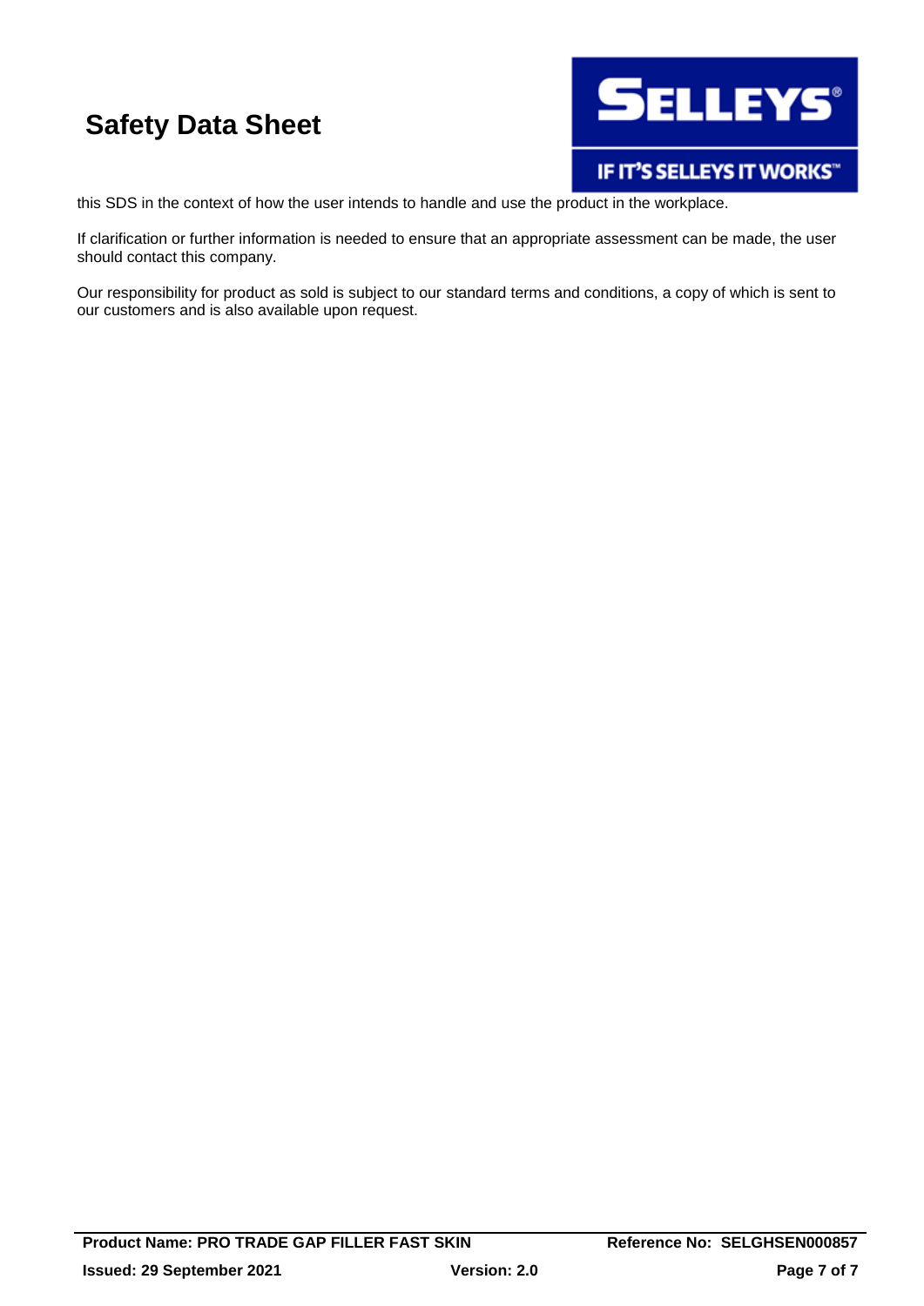this SDS in the context of how the user intends to handle and use the product in the workplace.

If clarification or further information is needed to ensure that an appropriate assessment can be made, the user should contact this company.

Our responsibility for product as sold is subject to our standard terms and conditions, a copy of which is sent to our customers and is also available upon request.